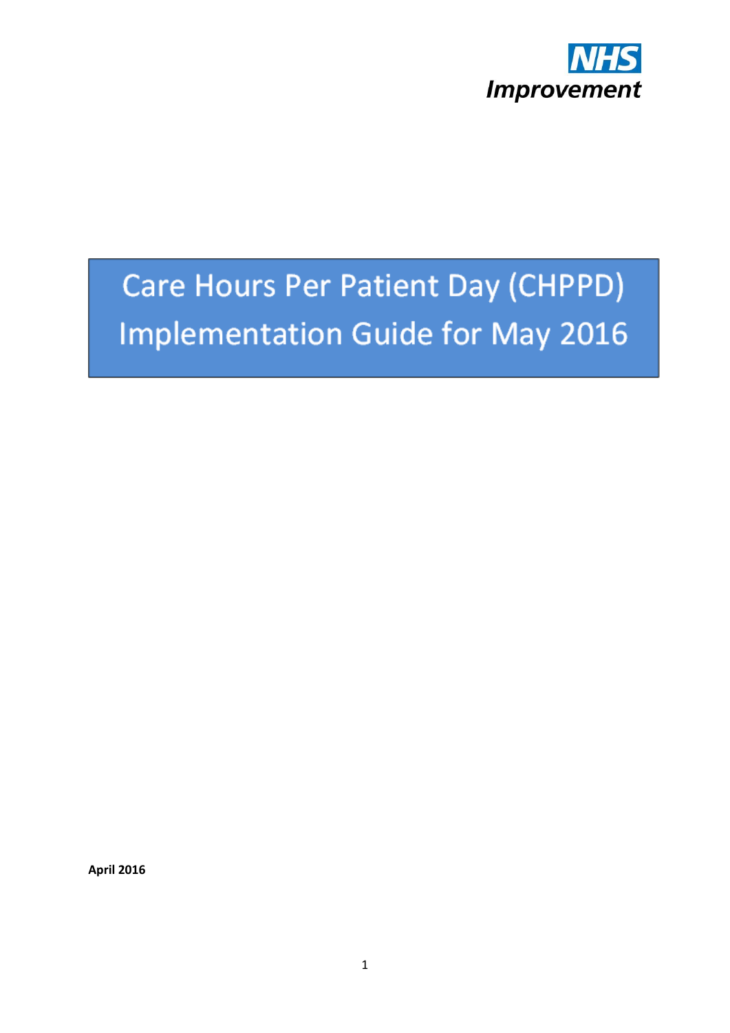NHS Improvement

# Care Hours Per Patient Day (CHPPD) Implementation Guide for May 2016

**April 2016**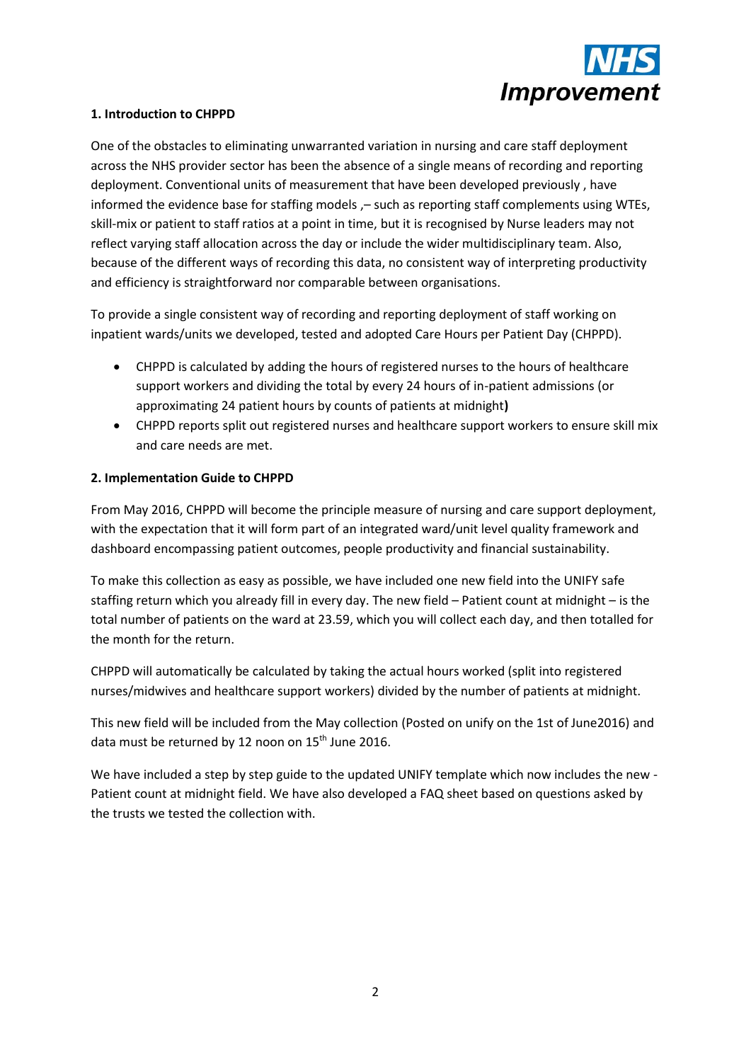## 1. Introduction to CHPPD

One of the obstacles to eliminating unwarranted variation in nursing and care staff deployment across the NHS provider sector has been the absence of a single means of recording and reporting deployment. Conventional units of measurement that have been developed previously , have informed the evidence base for staffing models ,– such as reporting staff complements using WTEs, skill-mix or patient to staff ratios at a point in time, but it is recognised by Nurse leaders may not reflect varying staff allocation across the day or include the wider multidisciplinary team. Also, because of the different ways of recording this data, no consistent way of interpreting productivity and efficiency is straightforward nor comparable between organisations.

To provide a single consistent way of recording and reporting deployment of staff working on inpatient wards/units we developed, tested and adopted Care Hours per Patient Day (CHPPD).

- CHPPD is calculated by adding the hours of registered nurses to the hours of healthcare support workers and dividing the total by every 24 hours of in-patient admissions (or approximating 24 patient hours by counts of patients at midnight**)**
- CHPPD reports split out registered nurses and healthcare support workers to ensure skill mix and care needs are met.

## 2. Implementation Guide to CHPPD

From May 2016, CHPPD will become the principle measure of nursing and care support deployment, with the expectation that it will form part of an integrated ward/unit level quality framework and dashboard encompassing patient outcomes, people productivity and financial sustainability.

To make this collection as easy as possible, we have included one new field into the UNIFY safe staffing return which you already fill in every day. The new field – Patient count at midnight – is the total number of patients on the ward at 23.59, which you will collect each day, and then totalled for the month for the return.

CHPPD will automatically be calculated by taking the actual hours worked (split into registered nurses/midwives and healthcare support workers) divided by the number of patients at midnight.

This new field will be included from the May collection (Posted on unify on the 1st of June2016) and data must be returned by 12 noon on 15th June 2016.

We have included a step by step guide to the updated UNIFY template which now includes the new - Patient count at midnight field. We have also developed a FAQ sheet based on questions asked by the trusts we tested the collection with.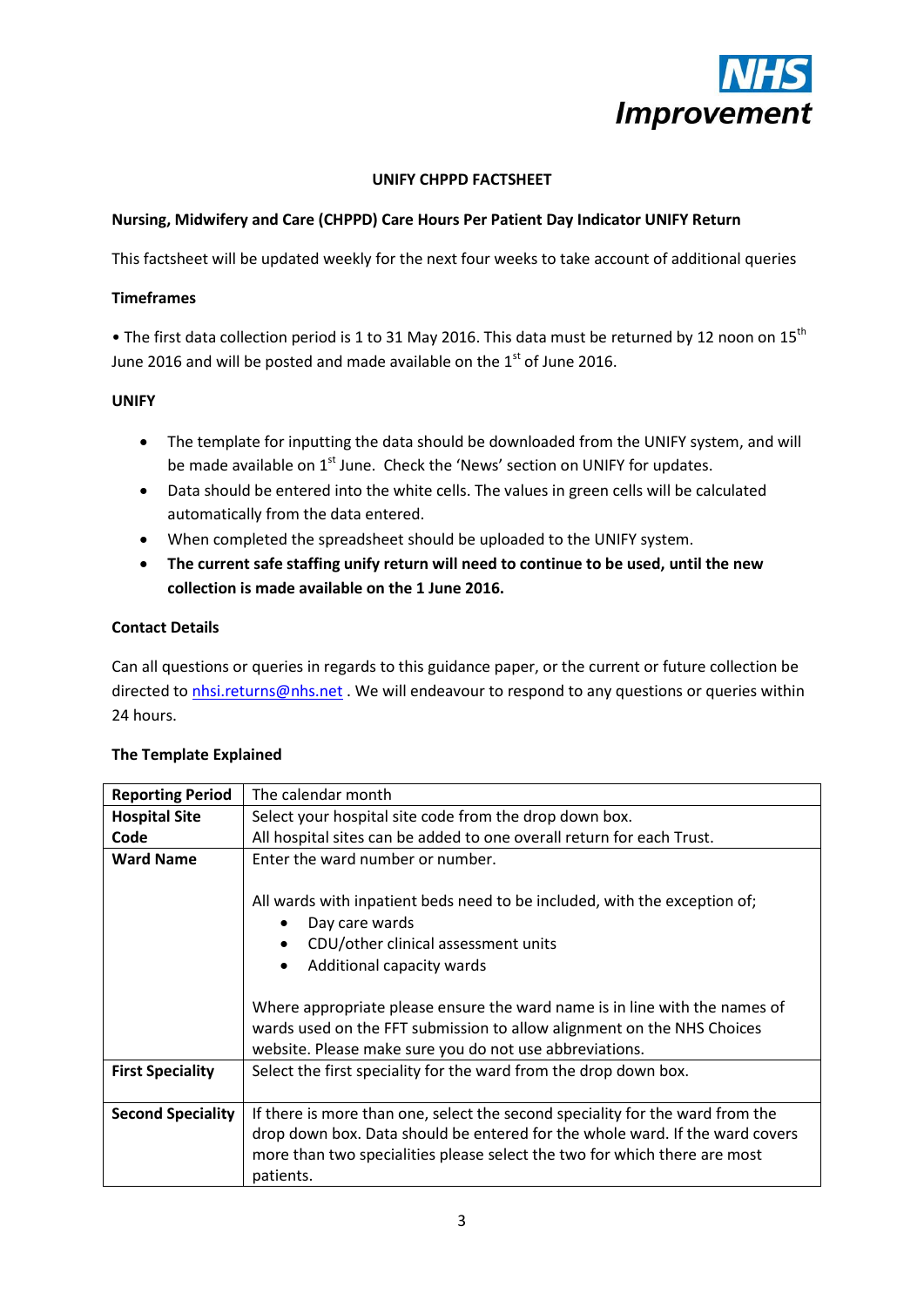**UNIFY CHPPD FACTSHEET**

**Nursing, Midwifery and Care (CHPPD) Care Hours Per Patient Day Indicator UNIFY Return**

This factsheet will be updated weekly for the next four weeks to take account of additional queries

**Timeframes**

• The first data collection period is 1 to 31 May 2016. This data must be returned by 12 noon on 15th June 2016 and will be posted and made available on the 1st of June 2016.

**UNIFY**

- The template for inputting the data should be downloaded from the UNIFY system, and will be made available on 1st June. Check the 'News' section on UNIFY for updates.
- Data should be entered into the white cells. The values in green cells will be calculated automatically from the data entered.
- When completed the spreadsheet should be uploaded to the UNIFY system.
- **The current safe staffing unify return will need to continue to be used, until the new collection is made available on the 1 June 2016.**

**Contact Details**

Can all questions or queries in regards to this guidance paper, or the current or future collection be directed to nhsi.returns@nhs.net . We will endeavour to respond to any questions or queries within 24 hours.

**The Template Explained**

| **Reporting Period** | The calendar month |
|---|---|
| **Hospital Site Code** | Select your hospital site code from the drop down box. All hospital sites can be added to one overall return for each Trust. |
| **Ward Name** | Enter the ward number or number.<br><br>All wards with inpatient beds need to be included, with the exception of;<br>• Day care wards<br>• CDU/other clinical assessment units<br>• Additional capacity wards<br><br>Where appropriate please ensure the ward name is in line with the names of wards used on the FFT submission to allow alignment on the NHS Choices website. Please make sure you do not use abbreviations. |
| **First Speciality** | Select the first speciality for the ward from the drop down box. |
| **Second Speciality** | If there is more than one, select the second speciality for the ward from the drop down box. Data should be entered for the whole ward. If the ward covers more than two specialities please select the two for which there are most patients. |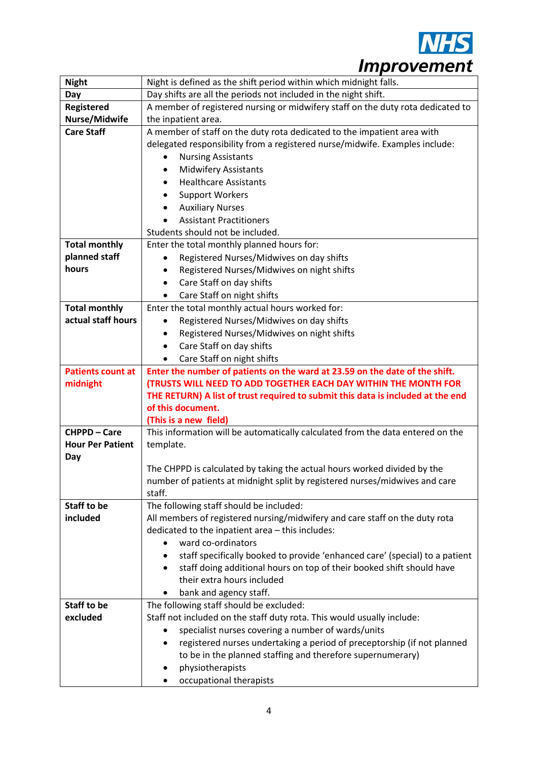| Night | Night is defined as the shift period within which midnight falls. |
|---|---|
| Day | Day shifts are all the periods not included in the night shift. |
| **Registered Nurse/Midwife** | A member of registered nursing or midwifery staff on the duty rota dedicated to the inpatient area. |
| **Care Staff** | A member of staff on the duty rota dedicated to the inpatient area with delegated responsibility from a registered nurse/midwife. Examples include:<br>• Nursing Assistants<br>• Midwifery Assistants<br>• Healthcare Assistants<br>• Support Workers<br>• Auxiliary Nurses<br>• Assistant Practitioners<br>Students should not be included. |
| **Total monthly planned staff hours** | Enter the total monthly planned hours for:<br>• Registered Nurses/Midwives on day shifts<br>• Registered Nurses/Midwives on night shifts<br>• Care Staff on day shifts<br>• Care Staff on night shifts |
| **Total monthly actual staff hours** | Enter the total monthly actual hours worked for:<br>• Registered Nurses/Midwives on day shifts<br>• Registered Nurses/Midwives on night shifts<br>• Care Staff on day shifts<br>• Care Staff on night shifts |
| **Patients count at midnight** | **Enter the number of patients on the ward at 23.59 on the date of the shift. (TRUSTS WILL NEED TO ADD TOGETHER EACH DAY WITHIN THE MONTH FOR THE RETURN) A list of trust required to submit this data is included at the end of this document.**<br>**(This is a new field)** |
| **CHPPD – Care Hour Per Patient Day** | This information will be automatically calculated from the data entered on the template.<br><br>The CHPPD is calculated by taking the actual hours worked divided by the number of patients at midnight split by registered nurses/midwives and care staff. |
| **Staff to be included** | The following staff should be included:<br>All members of registered nursing/midwifery and care staff on the duty rota dedicated to the inpatient area – this includes:<br>• ward co-ordinators<br>• staff specifically booked to provide 'enhanced care' (special) to a patient<br>• staff doing additional hours on top of their booked shift should have their extra hours included<br>• bank and agency staff. |
| **Staff to be excluded** | The following staff should be excluded:<br>Staff not included on the staff duty rota. This would usually include:<br>• specialist nurses covering a number of wards/units<br>• registered nurses undertaking a period of preceptorship (if not planned to be in the planned staffing and therefore supernumerary)<br>• physiotherapists<br>• occupational therapists |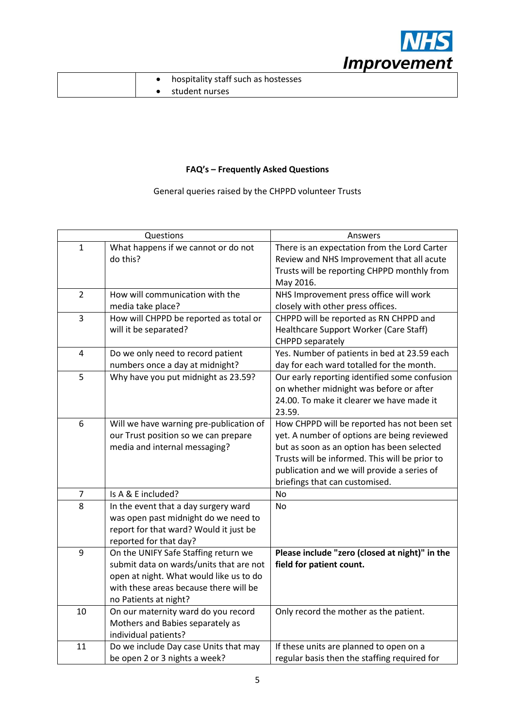| | |
|---|---|
| | • hospitality staff such as hostesses<br>• student nurses |

**FAQ's – Frequently Asked Questions**

General queries raised by the CHPPD volunteer Trusts

| Questions | | Answers |
|---|---|---|
| 1 | What happens if we cannot or do not do this? | There is an expectation from the Lord Carter Review and NHS Improvement that all acute Trusts will be reporting CHPPD monthly from May 2016. |
| 2 | How will communication with the media take place? | NHS Improvement press office will work closely with other press offices. |
| 3 | How will CHPPD be reported as total or will it be separated? | CHPPD will be reported as RN CHPPD and Healthcare Support Worker (Care Staff) CHPPD separately |
| 4 | Do we only need to record patient numbers once a day at midnight? | Yes. Number of patients in bed at 23.59 each day for each ward totalled for the month. |
| 5 | Why have you put midnight as 23.59? | Our early reporting identified some confusion on whether midnight was before or after 24.00. To make it clearer we have made it 23.59. |
| 6 | Will we have warning pre-publication of our Trust position so we can prepare media and internal messaging? | How CHPPD will be reported has not been set yet. A number of options are being reviewed but as soon as an option has been selected Trusts will be informed. This will be prior to publication and we will provide a series of briefings that can customised. |
| 7 | Is A & E included? | No |
| 8 | In the event that a day surgery ward was open past midnight do we need to report for that ward? Would it just be reported for that day? | No |
| 9 | On the UNIFY Safe Staffing return we submit data on wards/units that are not open at night. What would like us to do with these areas because there will be no Patients at night? | **Please include "zero (closed at night)" in the field for patient count.** |
| 10 | On our maternity ward do you record Mothers and Babies separately as individual patients? | Only record the mother as the patient. |
| 11 | Do we include Day case Units that may be open 2 or 3 nights a week? | If these units are planned to open on a regular basis then the staffing required for |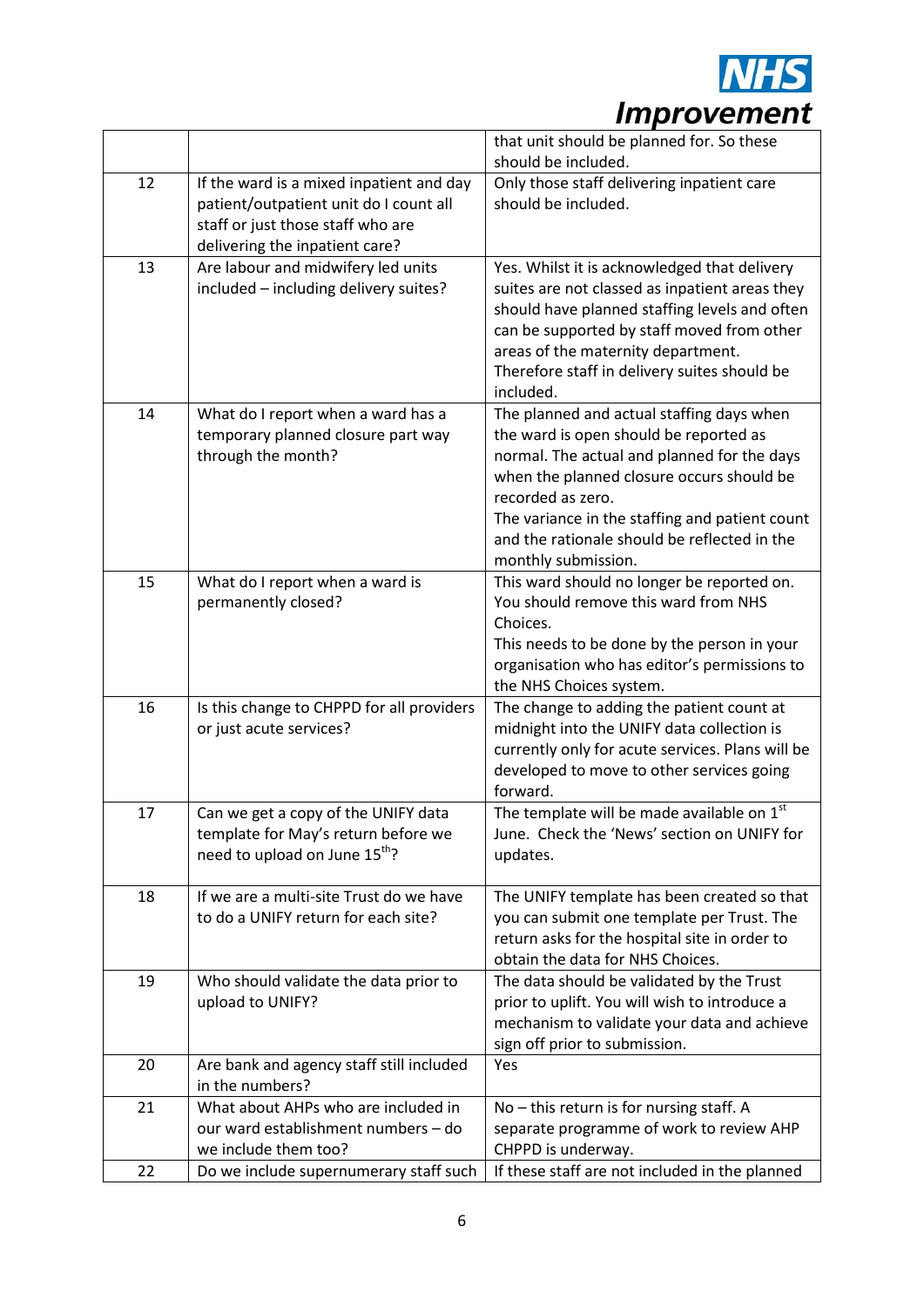| | | |
|---|---|---|
| | | that unit should be planned for. So these should be included. |
| 12 | If the ward is a mixed inpatient and day patient/outpatient unit do I count all staff or just those staff who are delivering the inpatient care? | Only those staff delivering inpatient care should be included. |
| 13 | Are labour and midwifery led units included – including delivery suites? | Yes. Whilst it is acknowledged that delivery suites are not classed as inpatient areas they should have planned staffing levels and often can be supported by staff moved from other areas of the maternity department. Therefore staff in delivery suites should be included. |
| 14 | What do I report when a ward has a temporary planned closure part way through the month? | The planned and actual staffing days when the ward is open should be reported as normal. The actual and planned for the days when the planned closure occurs should be recorded as zero.<br>The variance in the staffing and patient count and the rationale should be reflected in the monthly submission. |
| 15 | What do I report when a ward is permanently closed? | This ward should no longer be reported on. You should remove this ward from NHS Choices.<br>This needs to be done by the person in your organisation who has editor's permissions to the NHS Choices system. |
| 16 | Is this change to CHPPD for all providers or just acute services? | The change to adding the patient count at midnight into the UNIFY data collection is currently only for acute services. Plans will be developed to move to other services going forward. |
| 17 | Can we get a copy of the UNIFY data template for May's return before we need to upload on June 15th? | The template will be made available on 1st June. Check the 'News' section on UNIFY for updates. |
| 18 | If we are a multi-site Trust do we have to do a UNIFY return for each site? | The UNIFY template has been created so that you can submit one template per Trust. The return asks for the hospital site in order to obtain the data for NHS Choices. |
| 19 | Who should validate the data prior to upload to UNIFY? | The data should be validated by the Trust prior to uplift. You will wish to introduce a mechanism to validate your data and achieve sign off prior to submission. |
| 20 | Are bank and agency staff still included in the numbers? | Yes |
| 21 | What about AHPs who are included in our ward establishment numbers – do we include them too? | No – this return is for nursing staff. A separate programme of work to review AHP CHPPD is underway. |
| 22 | Do we include supernumerary staff such | If these staff are not included in the planned |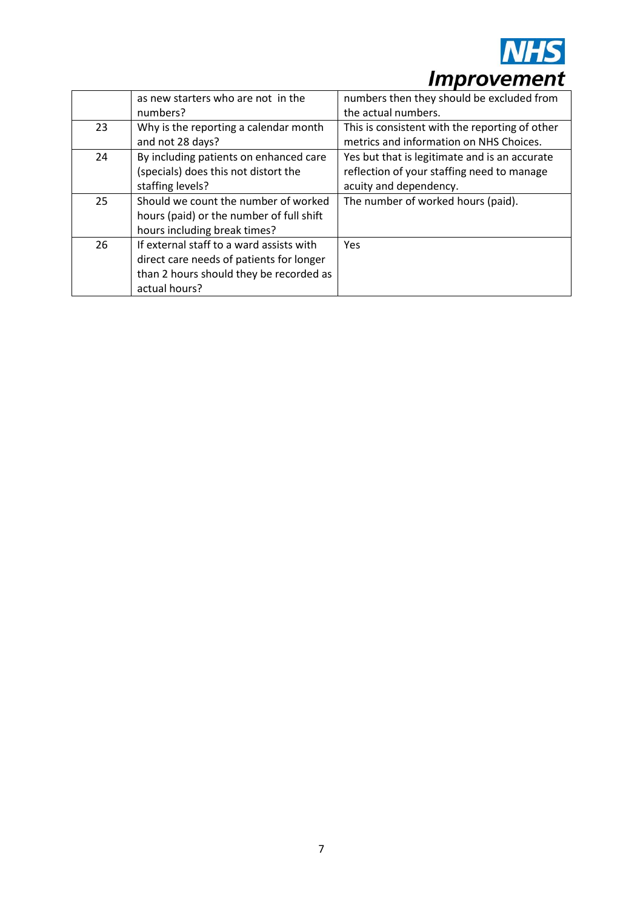| | | |
|---|---|---|
| | as new starters who are not in the numbers? | numbers then they should be excluded from the actual numbers. |
| 23 | Why is the reporting a calendar month and not 28 days? | This is consistent with the reporting of other metrics and information on NHS Choices. |
| 24 | By including patients on enhanced care (specials) does this not distort the staffing levels? | Yes but that is legitimate and is an accurate reflection of your staffing need to manage acuity and dependency. |
| 25 | Should we count the number of worked hours (paid) or the number of full shift hours including break times? | The number of worked hours (paid). |
| 26 | If external staff to a ward assists with direct care needs of patients for longer than 2 hours should they be recorded as actual hours? | Yes |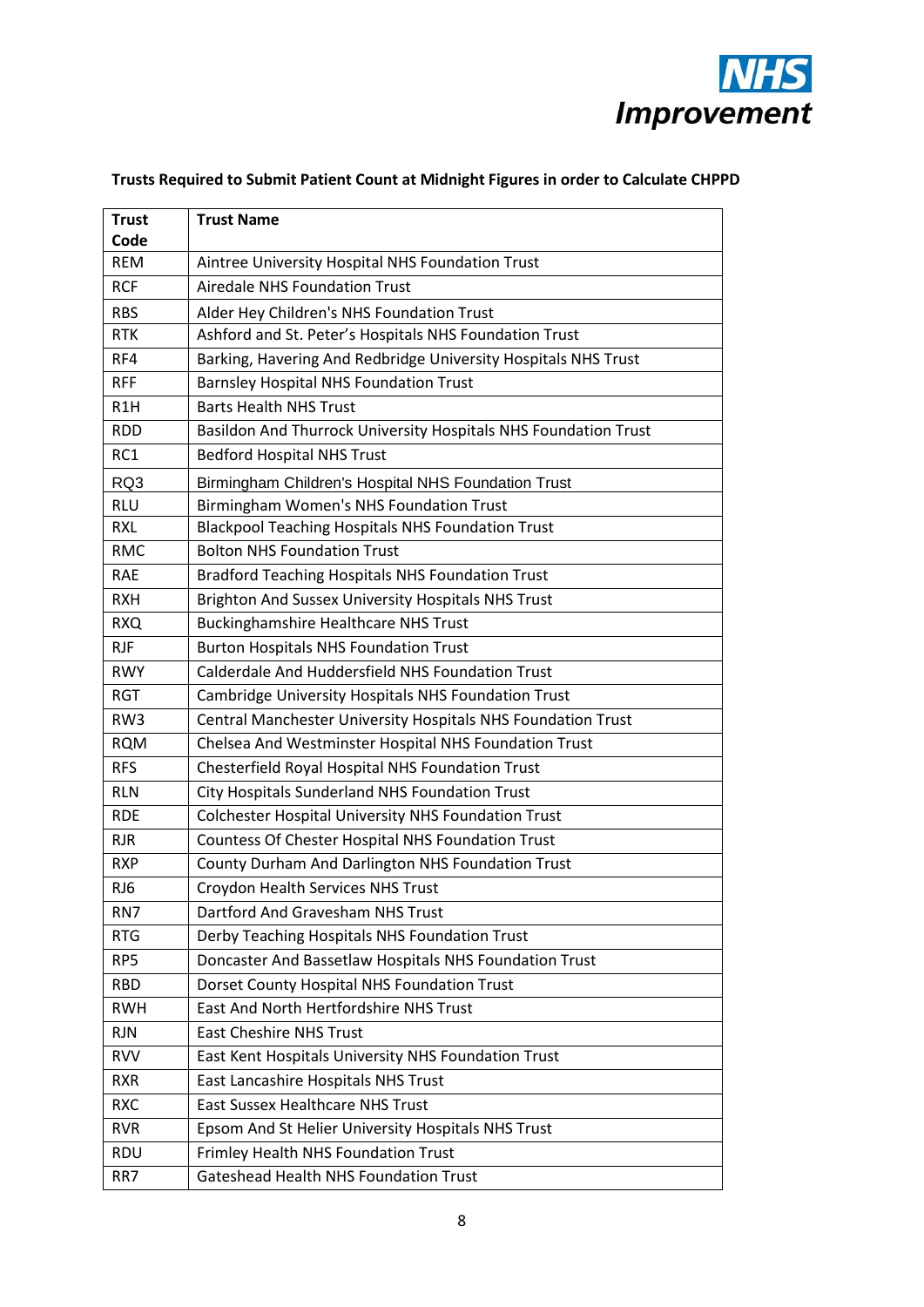**Trusts Required to Submit Patient Count at Midnight Figures in order to Calculate CHPPD**

| Trust Code | Trust Name |
|---|---|
| REM | Aintree University Hospital NHS Foundation Trust |
| RCF | Airedale NHS Foundation Trust |
| RBS | Alder Hey Children's NHS Foundation Trust |
| RTK | Ashford and St. Peter's Hospitals NHS Foundation Trust |
| RF4 | Barking, Havering And Redbridge University Hospitals NHS Trust |
| RFF | Barnsley Hospital NHS Foundation Trust |
| R1H | Barts Health NHS Trust |
| RDD | Basildon And Thurrock University Hospitals NHS Foundation Trust |
| RC1 | Bedford Hospital NHS Trust |
| RQ3 | Birmingham Children's Hospital NHS Foundation Trust |
| RLU | Birmingham Women's NHS Foundation Trust |
| RXL | Blackpool Teaching Hospitals NHS Foundation Trust |
| RMC | Bolton NHS Foundation Trust |
| RAE | Bradford Teaching Hospitals NHS Foundation Trust |
| RXH | Brighton And Sussex University Hospitals NHS Trust |
| RXQ | Buckinghamshire Healthcare NHS Trust |
| RJF | Burton Hospitals NHS Foundation Trust |
| RWY | Calderdale And Huddersfield NHS Foundation Trust |
| RGT | Cambridge University Hospitals NHS Foundation Trust |
| RW3 | Central Manchester University Hospitals NHS Foundation Trust |
| RQM | Chelsea And Westminster Hospital NHS Foundation Trust |
| RFS | Chesterfield Royal Hospital NHS Foundation Trust |
| RLN | City Hospitals Sunderland NHS Foundation Trust |
| RDE | Colchester Hospital University NHS Foundation Trust |
| RJR | Countess Of Chester Hospital NHS Foundation Trust |
| RXP | County Durham And Darlington NHS Foundation Trust |
| RJ6 | Croydon Health Services NHS Trust |
| RN7 | Dartford And Gravesham NHS Trust |
| RTG | Derby Teaching Hospitals NHS Foundation Trust |
| RP5 | Doncaster And Bassetlaw Hospitals NHS Foundation Trust |
| RBD | Dorset County Hospital NHS Foundation Trust |
| RWH | East And North Hertfordshire NHS Trust |
| RJN | East Cheshire NHS Trust |
| RVV | East Kent Hospitals University NHS Foundation Trust |
| RXR | East Lancashire Hospitals NHS Trust |
| RXC | East Sussex Healthcare NHS Trust |
| RVR | Epsom And St Helier University Hospitals NHS Trust |
| RDU | Frimley Health NHS Foundation Trust |
| RR7 | Gateshead Health NHS Foundation Trust |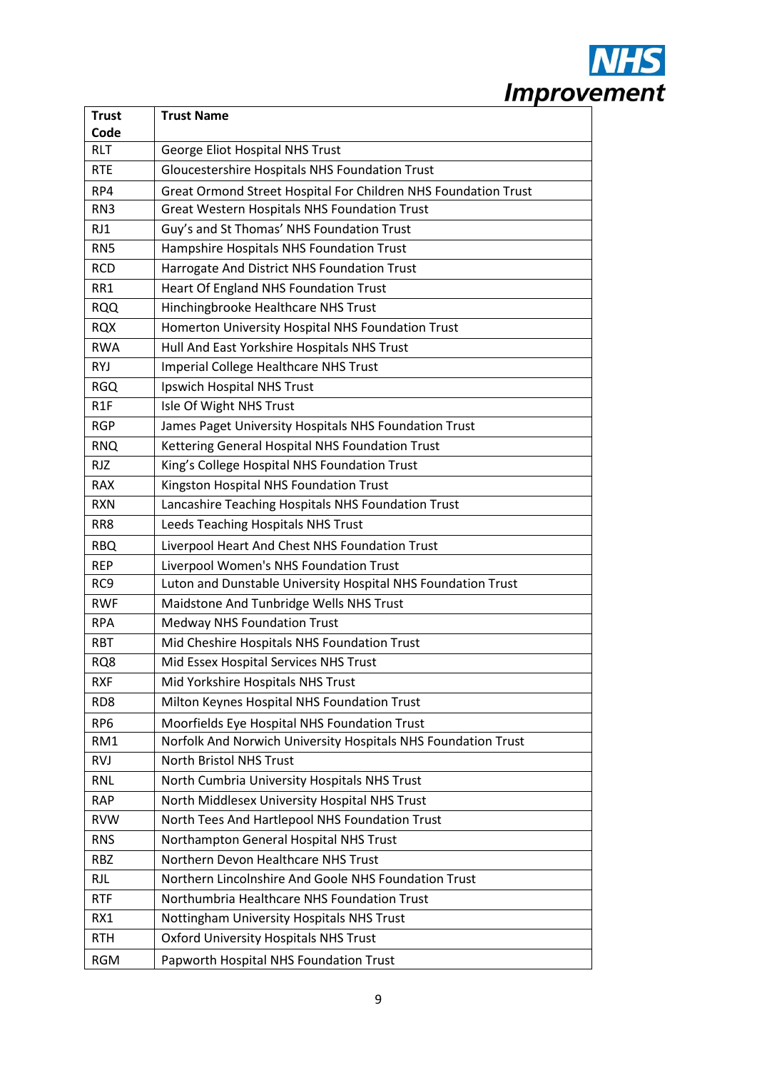| Trust Code | Trust Name |
|---|---|
| RLT | George Eliot Hospital NHS Trust |
| RTE | Gloucestershire Hospitals NHS Foundation Trust |
| RP4 | Great Ormond Street Hospital For Children NHS Foundation Trust |
| RN3 | Great Western Hospitals NHS Foundation Trust |
| RJ1 | Guy's and St Thomas' NHS Foundation Trust |
| RN5 | Hampshire Hospitals NHS Foundation Trust |
| RCD | Harrogate And District NHS Foundation Trust |
| RR1 | Heart Of England NHS Foundation Trust |
| RQQ | Hinchingbrooke Healthcare NHS Trust |
| RQX | Homerton University Hospital NHS Foundation Trust |
| RWA | Hull And East Yorkshire Hospitals NHS Trust |
| RYJ | Imperial College Healthcare NHS Trust |
| RGQ | Ipswich Hospital NHS Trust |
| R1F | Isle Of Wight NHS Trust |
| RGP | James Paget University Hospitals NHS Foundation Trust |
| RNQ | Kettering General Hospital NHS Foundation Trust |
| RJZ | King's College Hospital NHS Foundation Trust |
| RAX | Kingston Hospital NHS Foundation Trust |
| RXN | Lancashire Teaching Hospitals NHS Foundation Trust |
| RR8 | Leeds Teaching Hospitals NHS Trust |
| RBQ | Liverpool Heart And Chest NHS Foundation Trust |
| REP | Liverpool Women's NHS Foundation Trust |
| RC9 | Luton and Dunstable University Hospital NHS Foundation Trust |
| RWF | Maidstone And Tunbridge Wells NHS Trust |
| RPA | Medway NHS Foundation Trust |
| RBT | Mid Cheshire Hospitals NHS Foundation Trust |
| RQ8 | Mid Essex Hospital Services NHS Trust |
| RXF | Mid Yorkshire Hospitals NHS Trust |
| RD8 | Milton Keynes Hospital NHS Foundation Trust |
| RP6 | Moorfields Eye Hospital NHS Foundation Trust |
| RM1 | Norfolk And Norwich University Hospitals NHS Foundation Trust |
| RVJ | North Bristol NHS Trust |
| RNL | North Cumbria University Hospitals NHS Trust |
| RAP | North Middlesex University Hospital NHS Trust |
| RVW | North Tees And Hartlepool NHS Foundation Trust |
| RNS | Northampton General Hospital NHS Trust |
| RBZ | Northern Devon Healthcare NHS Trust |
| RJL | Northern Lincolnshire And Goole NHS Foundation Trust |
| RTF | Northumbria Healthcare NHS Foundation Trust |
| RX1 | Nottingham University Hospitals NHS Trust |
| RTH | Oxford University Hospitals NHS Trust |
| RGM | Papworth Hospital NHS Foundation Trust |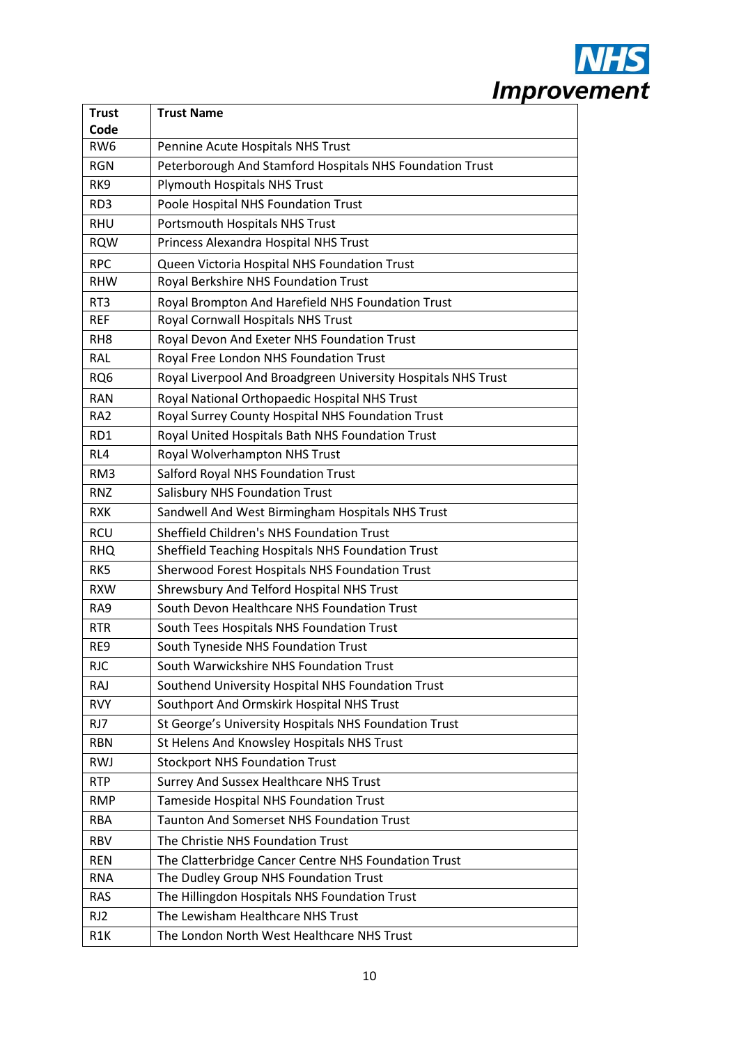| Trust Code | Trust Name |
|---|---|
| RW6 | Pennine Acute Hospitals NHS Trust |
| RGN | Peterborough And Stamford Hospitals NHS Foundation Trust |
| RK9 | Plymouth Hospitals NHS Trust |
| RD3 | Poole Hospital NHS Foundation Trust |
| RHU | Portsmouth Hospitals NHS Trust |
| RQW | Princess Alexandra Hospital NHS Trust |
| RPC | Queen Victoria Hospital NHS Foundation Trust |
| RHW | Royal Berkshire NHS Foundation Trust |
| RT3 | Royal Brompton And Harefield NHS Foundation Trust |
| REF | Royal Cornwall Hospitals NHS Trust |
| RH8 | Royal Devon And Exeter NHS Foundation Trust |
| RAL | Royal Free London NHS Foundation Trust |
| RQ6 | Royal Liverpool And Broadgreen University Hospitals NHS Trust |
| RAN | Royal National Orthopaedic Hospital NHS Trust |
| RA2 | Royal Surrey County Hospital NHS Foundation Trust |
| RD1 | Royal United Hospitals Bath NHS Foundation Trust |
| RL4 | Royal Wolverhampton NHS Trust |
| RM3 | Salford Royal NHS Foundation Trust |
| RNZ | Salisbury NHS Foundation Trust |
| RXK | Sandwell And West Birmingham Hospitals NHS Trust |
| RCU | Sheffield Children's NHS Foundation Trust |
| RHQ | Sheffield Teaching Hospitals NHS Foundation Trust |
| RK5 | Sherwood Forest Hospitals NHS Foundation Trust |
| RXW | Shrewsbury And Telford Hospital NHS Trust |
| RA9 | South Devon Healthcare NHS Foundation Trust |
| RTR | South Tees Hospitals NHS Foundation Trust |
| RE9 | South Tyneside NHS Foundation Trust |
| RJC | South Warwickshire NHS Foundation Trust |
| RAJ | Southend University Hospital NHS Foundation Trust |
| RVY | Southport And Ormskirk Hospital NHS Trust |
| RJ7 | St George's University Hospitals NHS Foundation Trust |
| RBN | St Helens And Knowsley Hospitals NHS Trust |
| RWJ | Stockport NHS Foundation Trust |
| RTP | Surrey And Sussex Healthcare NHS Trust |
| RMP | Tameside Hospital NHS Foundation Trust |
| RBA | Taunton And Somerset NHS Foundation Trust |
| RBV | The Christie NHS Foundation Trust |
| REN | The Clatterbridge Cancer Centre NHS Foundation Trust |
| RNA | The Dudley Group NHS Foundation Trust |
| RAS | The Hillingdon Hospitals NHS Foundation Trust |
| RJ2 | The Lewisham Healthcare NHS Trust |
| R1K | The London North West Healthcare NHS Trust |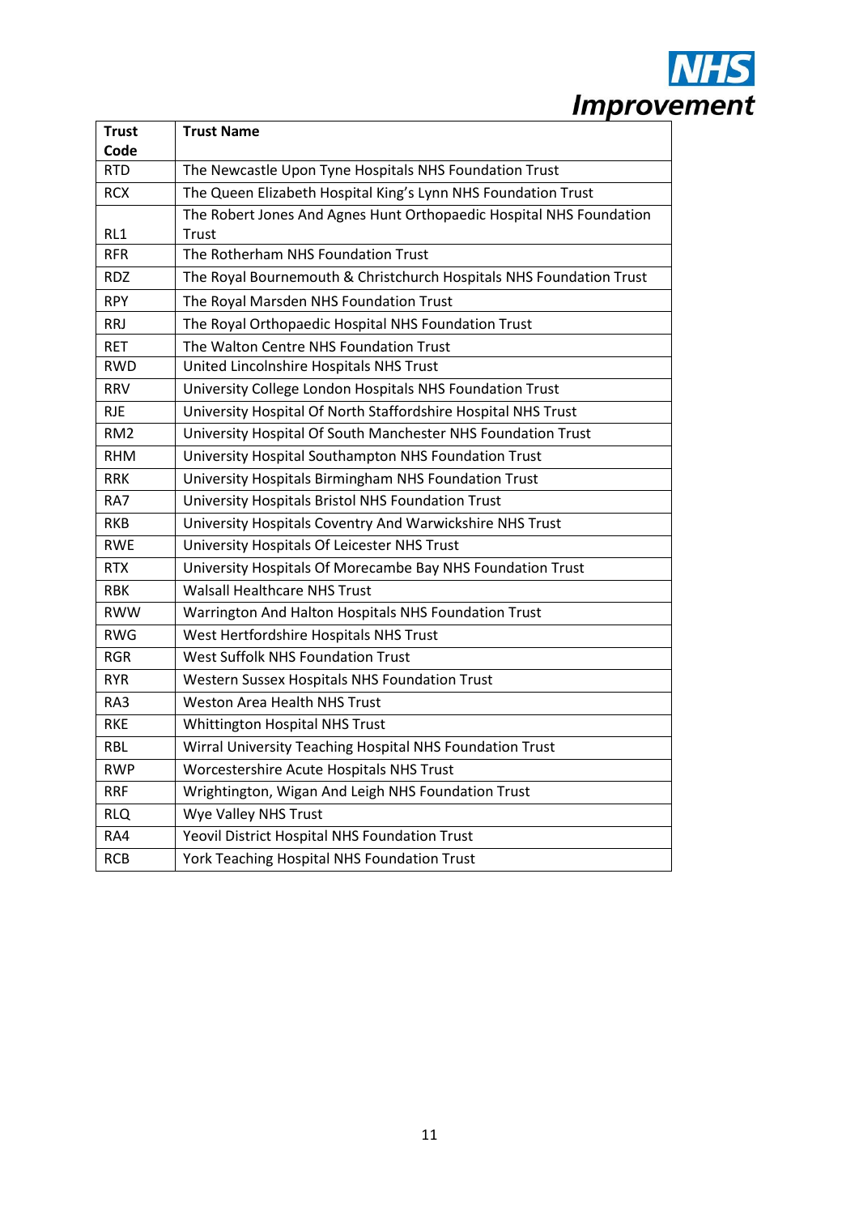| Trust Code | Trust Name |
|---|---|
| RTD | The Newcastle Upon Tyne Hospitals NHS Foundation Trust |
| RCX | The Queen Elizabeth Hospital King's Lynn NHS Foundation Trust |
| RL1 | The Robert Jones And Agnes Hunt Orthopaedic Hospital NHS Foundation Trust |
| RFR | The Rotherham NHS Foundation Trust |
| RDZ | The Royal Bournemouth & Christchurch Hospitals NHS Foundation Trust |
| RPY | The Royal Marsden NHS Foundation Trust |
| RRJ | The Royal Orthopaedic Hospital NHS Foundation Trust |
| RET | The Walton Centre NHS Foundation Trust |
| RWD | United Lincolnshire Hospitals NHS Trust |
| RRV | University College London Hospitals NHS Foundation Trust |
| RJE | University Hospital Of North Staffordshire Hospital NHS Trust |
| RM2 | University Hospital Of South Manchester NHS Foundation Trust |
| RHM | University Hospital Southampton NHS Foundation Trust |
| RRK | University Hospitals Birmingham NHS Foundation Trust |
| RA7 | University Hospitals Bristol NHS Foundation Trust |
| RKB | University Hospitals Coventry And Warwickshire NHS Trust |
| RWE | University Hospitals Of Leicester NHS Trust |
| RTX | University Hospitals Of Morecambe Bay NHS Foundation Trust |
| RBK | Walsall Healthcare NHS Trust |
| RWW | Warrington And Halton Hospitals NHS Foundation Trust |
| RWG | West Hertfordshire Hospitals NHS Trust |
| RGR | West Suffolk NHS Foundation Trust |
| RYR | Western Sussex Hospitals NHS Foundation Trust |
| RA3 | Weston Area Health NHS Trust |
| RKE | Whittington Hospital NHS Trust |
| RBL | Wirral University Teaching Hospital NHS Foundation Trust |
| RWP | Worcestershire Acute Hospitals NHS Trust |
| RRF | Wrightington, Wigan And Leigh NHS Foundation Trust |
| RLQ | Wye Valley NHS Trust |
| RA4 | Yeovil District Hospital NHS Foundation Trust |
| RCB | York Teaching Hospital NHS Foundation Trust |